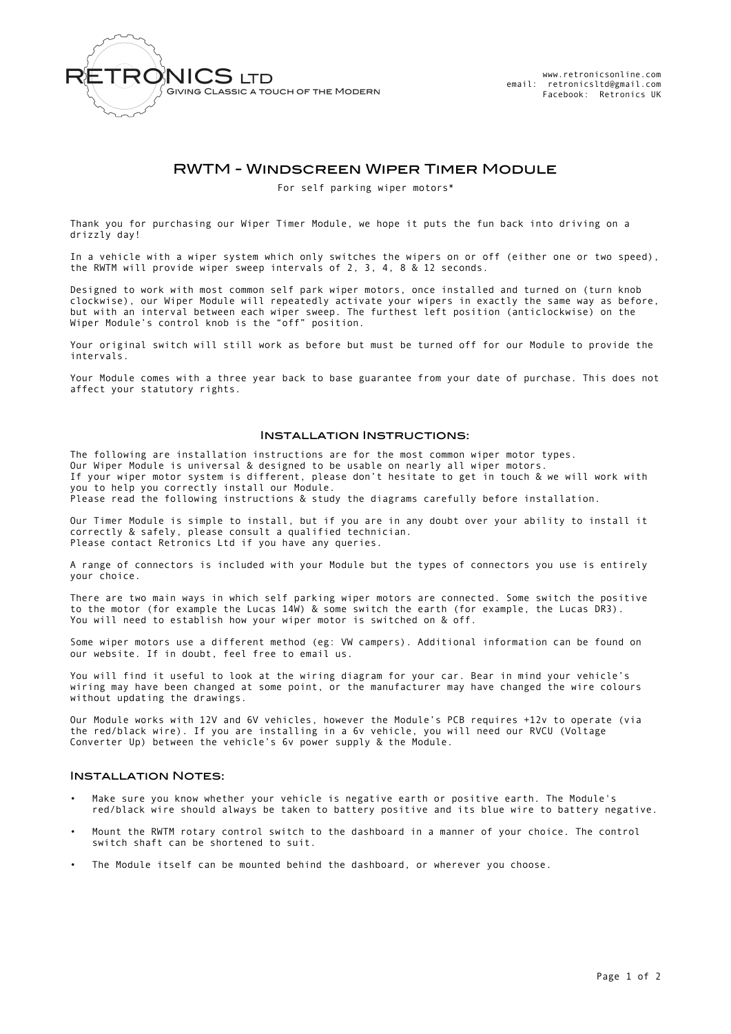RETRONICS LTD
Giving Classic a touch of the Modern

www.retronicsonline.com
email: retronicsltd@gmail.com
Facebook: Retronics UK

# RWTM - Windscreen Wiper Timer Module

For self parking wiper motors*

Thank you for purchasing our Wiper Timer Module, we hope it puts the fun back into driving on a drizzly day!

In a vehicle with a wiper system which only switches the wipers on or off (either one or two speed), the RWTM will provide wiper sweep intervals of 2, 3, 4, 8 & 12 seconds.

Designed to work with most common self park wiper motors, once installed and turned on (turn knob clockwise), our Wiper Module will repeatedly activate your wipers in exactly the same way as before, but with an interval between each wiper sweep. The furthest left position (anticlockwise) on the Wiper Module's control knob is the "off" position.

Your original switch will still work as before but must be turned off for our Module to provide the intervals.

Your Module comes with a three year back to base guarantee from your date of purchase. This does not affect your statutory rights.

## Installation Instructions:

The following are installation instructions are for the most common wiper motor types.
Our Wiper Module is universal & designed to be usable on nearly all wiper motors.
If your wiper motor system is different, please don't hesitate to get in touch & we will work with you to help you correctly install our Module.
Please read the following instructions & study the diagrams carefully before installation.

Our Timer Module is simple to install, but if you are in any doubt over your ability to install it correctly & safely, please consult a qualified technician.
Please contact Retronics Ltd if you have any queries.

A range of connectors is included with your Module but the types of connectors you use is entirely your choice.

There are two main ways in which self parking wiper motors are connected. Some switch the positive to the motor (for example the Lucas 14W) & some switch the earth (for example, the Lucas DR3).
You will need to establish how your wiper motor is switched on & off.

Some wiper motors use a different method (eg: VW campers). Additional information can be found on our website. If in doubt, feel free to email us.

You will find it useful to look at the wiring diagram for your car. Bear in mind your vehicle's wiring may have been changed at some point, or the manufacturer may have changed the wire colours without updating the drawings.

Our Module works with 12V and 6V vehicles, however the Module's PCB requires +12v to operate (via the red/black wire). If you are installing in a 6v vehicle, you will need our RVCU (Voltage Converter Up) between the vehicle's 6v power supply & the Module.

### Installation Notes:

- Make sure you know whether your vehicle is negative earth or positive earth. The Module's red/black wire should always be taken to battery positive and its blue wire to battery negative.
- Mount the RWTM rotary control switch to the dashboard in a manner of your choice. The control switch shaft can be shortened to suit.
- The Module itself can be mounted behind the dashboard, or wherever you choose.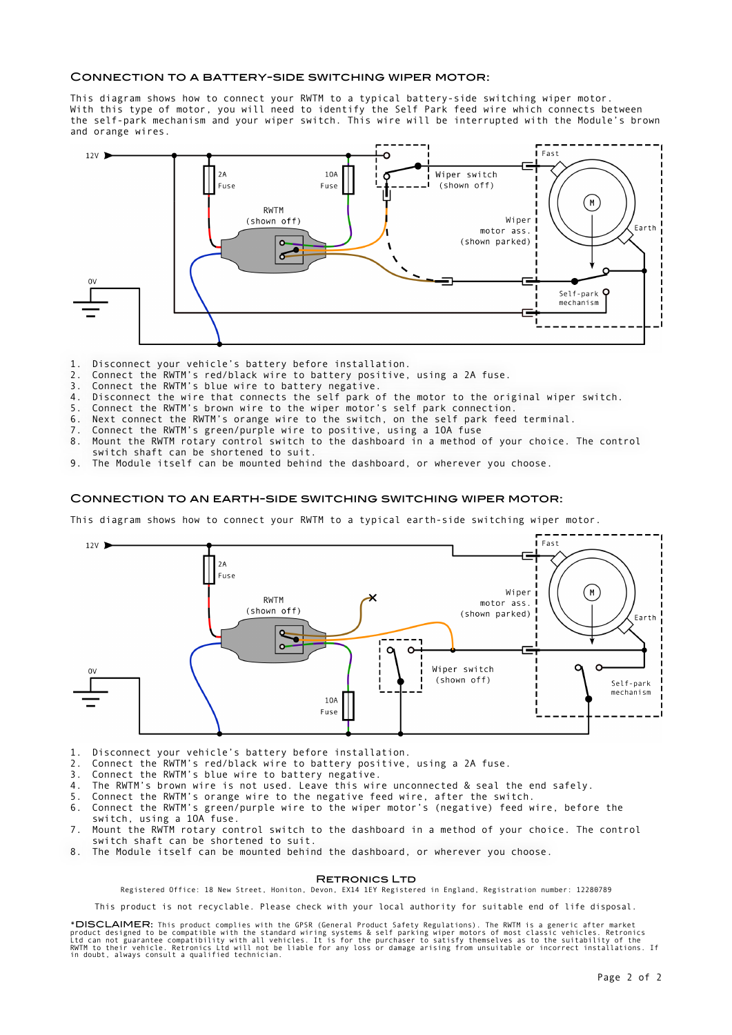## Connection to a battery-side switching wiper motor:

This diagram shows how to connect your RWTM to a typical battery-side switching wiper motor. With this type of motor, you will need to identify the Self Park feed wire which connects between the self-park mechanism and your wiper switch. This wire will be interrupted with the Module's brown and orange wires.

12V

2A Fuse

10A Fuse

RWTM (shown off)

Wiper switch (shown off)

Fast

Wiper motor ass. (shown parked)

M

Earth

0V

Self-park mechanism

1. Disconnect your vehicle's battery before installation.
2. Connect the RWTM's red/black wire to battery positive, using a 2A fuse.
3. Connect the RWTM's blue wire to battery negative.
4. Disconnect the wire that connects the self park of the motor to the original wiper switch.
5. Connect the RWTM's brown wire to the wiper motor's self park connection.
6. Next connect the RWTM's orange wire to the switch, on the self park feed terminal.
7. Connect the RWTM's green/purple wire to positive, using a 10A fuse
8. Mount the RWTM rotary control switch to the dashboard in a method of your choice. The control switch shaft can be shortened to suit.
9. The Module itself can be mounted behind the dashboard, or wherever you choose.

## Connection to an earth-side switching switching wiper motor:

This diagram shows how to connect your RWTM to a typical earth-side switching wiper motor.

12V

2A Fuse

RWTM (shown off)

Fast

Wiper motor ass. (shown parked)

M

Earth

0V

Wiper switch (shown off)

10A Fuse

Self-park mechanism

1. Disconnect your vehicle's battery before installation.
2. Connect the RWTM's red/black wire to battery positive, using a 2A fuse.
3. Connect the RWTM's blue wire to battery negative.
4. The RWTM's brown wire is not used. Leave this wire unconnected & seal the end safely.
5. Connect the RWTM's orange wire to the positive feed wire, after the switch.
6. Connect the RWTM's green/purple wire to the wiper motor's (negative) feed wire, before the switch, using a 10A fuse.
7. Mount the RWTM rotary control switch to the dashboard in a method of your choice. The control switch shaft can be shortened to suit.
8. The Module itself can be mounted behind the dashboard, or wherever you choose.

### Retronics Ltd

Registered Office: 18 New Street, Honiton, Devon, EX14 1EY Registered in England, Registration number: 12280789

This product is not recyclable. Please check with your local authority for suitable end of life disposal.

*DISCLAIMER: This product complies with the GPSR (General Product Safety Regulations). The RWTM is a generic after market product designed to be compatible with the standard wiring systems & self parking wiper motors of most classic vehicles. Retronics Ltd can not guarantee compatibility with all vehicles. It is for the purchaser to satisfy themselves as to the suitability of the RWTM to their vehicle. Retronics Ltd will not be liable for any loss or damage arising from unsuitable or incorrect installations. If in doubt, always consult a qualified technician.